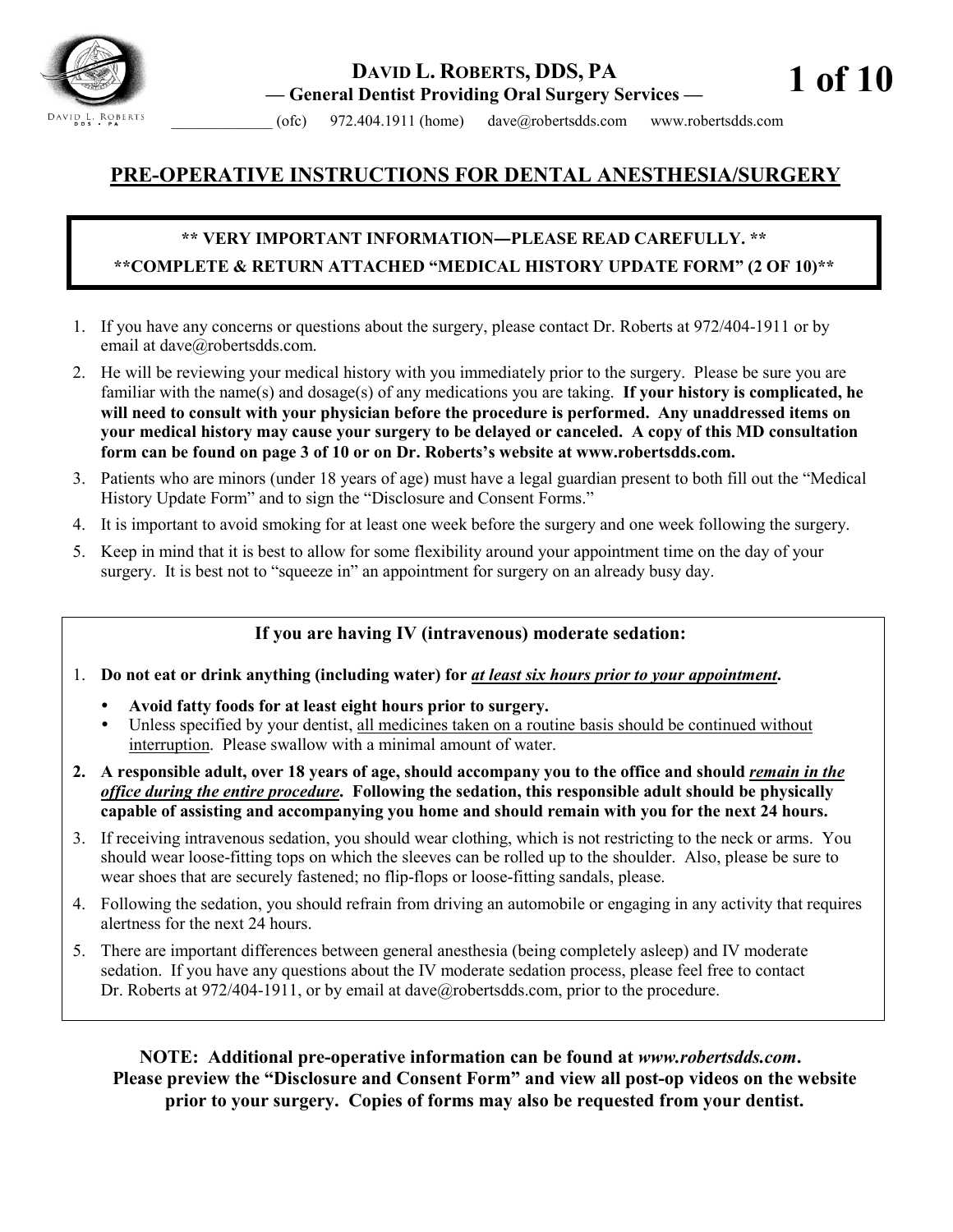**DAVID L. ROBERTS, DDS, PA**
**— General Dentist Providing Oral Surgery Services —**

_____________ (ofc) 972.404.1911 (home) dave@robertsdds.com www.robertsdds.com

# PRE-OPERATIVE INSTRUCTIONS FOR DENTAL ANESTHESIA/SURGERY

**** VERY IMPORTANT INFORMATION—PLEASE READ CAREFULLY. ****

****COMPLETE & RETURN ATTACHED "MEDICAL HISTORY UPDATE FORM" (2 OF 10)****

1. If you have any concerns or questions about the surgery, please contact Dr. Roberts at 972/404-1911 or by email at dave@robertsdds.com.
2. He will be reviewing your medical history with you immediately prior to the surgery. Please be sure you are familiar with the name(s) and dosage(s) of any medications you are taking. **If your history is complicated, he will need to consult with your physician before the procedure is performed. Any unaddressed items on your medical history may cause your surgery to be delayed or canceled. A copy of this MD consultation form can be found on page 3 of 10 or on Dr. Roberts's website at www.robertsdds.com.**
3. Patients who are minors (under 18 years of age) must have a legal guardian present to both fill out the "Medical History Update Form" and to sign the "Disclosure and Consent Forms."
4. It is important to avoid smoking for at least one week before the surgery and one week following the surgery.
5. Keep in mind that it is best to allow for some flexibility around your appointment time on the day of your surgery. It is best not to "squeeze in" an appointment for surgery on an already busy day.

## If you are having IV (intravenous) moderate sedation:

1. **Do not eat or drink anything (including water) for *at least six hours prior to your appointment*.**
   - **Avoid fatty foods for at least eight hours prior to surgery.**
   - Unless specified by your dentist, all medicines taken on a routine basis should be continued without interruption. Please swallow with a minimal amount of water.
2. **A responsible adult, over 18 years of age, should accompany you to the office and should *remain in the office during the entire procedure*. Following the sedation, this responsible adult should be physically capable of assisting and accompanying you home and should remain with you for the next 24 hours.**
3. If receiving intravenous sedation, you should wear clothing, which is not restricting to the neck or arms. You should wear loose-fitting tops on which the sleeves can be rolled up to the shoulder. Also, please be sure to wear shoes that are securely fastened; no flip-flops or loose-fitting sandals, please.
4. Following the sedation, you should refrain from driving an automobile or engaging in any activity that requires alertness for the next 24 hours.
5. There are important differences between general anesthesia (being completely asleep) and IV moderate sedation. If you have any questions about the IV moderate sedation process, please feel free to contact Dr. Roberts at 972/404-1911, or by email at dave@robertsdds.com, prior to the procedure.

**NOTE: Additional pre-operative information can be found at *www.robertsdds.com*. Please preview the "Disclosure and Consent Form" and view all post-op videos on the website prior to your surgery. Copies of forms may also be requested from your dentist.**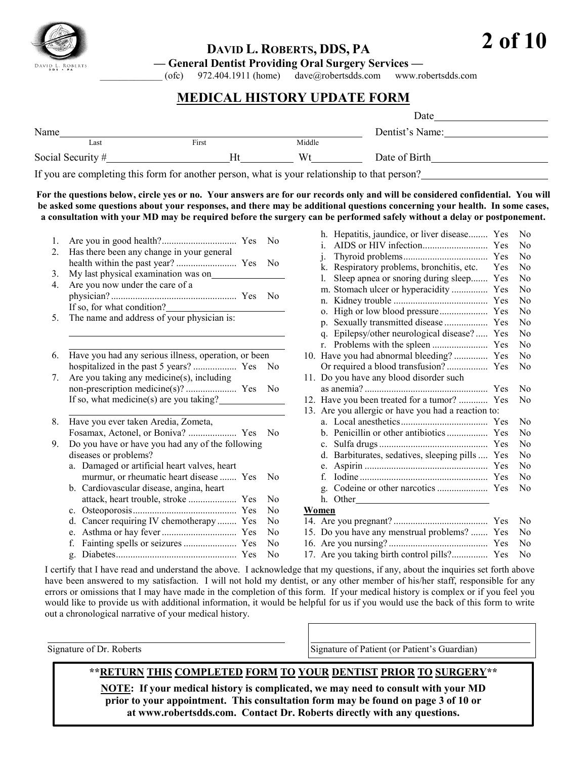# DAVID L. ROBERTS, DDS, PA

**— General Dentist Providing Oral Surgery Services —**

_____________ (ofc) 972.404.1911 (home) dave@robertsdds.com www.robertsdds.com

## MEDICAL HISTORY UPDATE FORM

Date ____________________

Name ______________________________________________ Dentist's Name: ____________________
Last First Middle

Social Security # ______________________ Ht ________ Wt ________ Date of Birth ____________________

If you are completing this form for another person, what is your relationship to that person? ____________________

**For the questions below, circle yes or no. Your answers are for our records only and will be considered confidential. You will be asked some questions about your responses, and there may be additional questions concerning your health. In some cases, a consultation with your MD may be required before the surgery can be performed safely without a delay or postponement.**

1. Are you in good health? .............................. Yes No
2. Has there been any change in your general health within the past year? ......................... Yes No
3. My last physical examination was on ______________
4. Are you now under the care of a physician? ................................................... Yes No
   If so, for what condition? ______________________
5. The name and address of your physician is:
   ______________________________________________
   ______________________________________________
6. Have you had any serious illness, operation, or been hospitalized in the past 5 years? ................. Yes No
7. Are you taking any medicine(s), including non-prescription medicine(s)? ..................... Yes No
   If so, what medicine(s) are you taking? ____________
   ______________________________________________
8. Have you ever taken Aredia, Zometa, Fosamax, Actonel, or Boniva? .................... Yes No
9. Do you have or have you had any of the following diseases or problems?
   a. Damaged or artificial heart valves, heart murmur, or rheumatic heart disease ....... Yes No
   b. Cardiovascular disease, angina, heart attack, heart trouble, stroke .................... Yes No
   c. Osteoporosis .......................................... Yes No
   d. Cancer requiring IV chemotherapy ........ Yes No
   e. Asthma or hay fever .............................. Yes No
   f. Fainting spells or seizures ...................... Yes No
   g. Diabetes ................................................. Yes No
   h. Hepatitis, jaundice, or liver disease ........ Yes No
   i. AIDS or HIV infection ........................... Yes No
   j. Thyroid problems .................................. Yes No
   k. Respiratory problems, bronchitis, etc. Yes No
   l. Sleep apnea or snoring during sleep ....... Yes No
   m. Stomach ulcer or hyperacidity ............... Yes No
   n. Kidney trouble ....................................... Yes No
   o. High or low blood pressure .................... Yes No
   p. Sexually transmitted disease .................. Yes No
   q. Epilepsy/other neurological disease? ..... Yes No
   r. Problems with the spleen ....................... Yes No
10. Have you had abnormal bleeding? .............. Yes No
    Or required a blood transfusion? ................ Yes No
11. Do you have any blood disorder such as anemia? .................................................. Yes No
12. Have you been treated for a tumor? ............ Yes No
13. Are you allergic or have you had a reaction to:
    a. Local anesthetics .................................... Yes No
    b. Penicillin or other antibiotics ................. Yes No
    c. Sulfa drugs ............................................. Yes No
    d. Barbiturates, sedatives, sleeping pills .... Yes No
    e. Aspirin ................................................... Yes No
    f. Iodine ..................................................... Yes No
    g. Codeine or other narcotics ..................... Yes No
    h. Other ______________________________

**Women**

14. Are you pregnant? ....................................... Yes No
15. Do you have any menstrual problems? ....... Yes No
16. Are you nursing? ......................................... Yes No
17. Are you taking birth control pills? ............... Yes No

I certify that I have read and understand the above. I acknowledge that my questions, if any, about the inquiries set forth above have been answered to my satisfaction. I will not hold my dentist, or any other member of his/her staff, responsible for any errors or omissions that I may have made in the completion of this form. If your medical history is complex or if you feel you would like to provide us with additional information, it would be helpful for us if you would use the back of this form to write out a chronological narrative of your medical history.

______________________________ ______________________________
Signature of Dr. Roberts Signature of Patient (or Patient's Guardian)

**\*\*RETURN THIS COMPLETED FORM TO YOUR DENTIST PRIOR TO SURGERY\*\***

**NOTE: If your medical history is complicated, we may need to consult with your MD prior to your appointment. This consultation form may be found on page 3 of 10 or at www.robertsdds.com. Contact Dr. Roberts directly with any questions.**